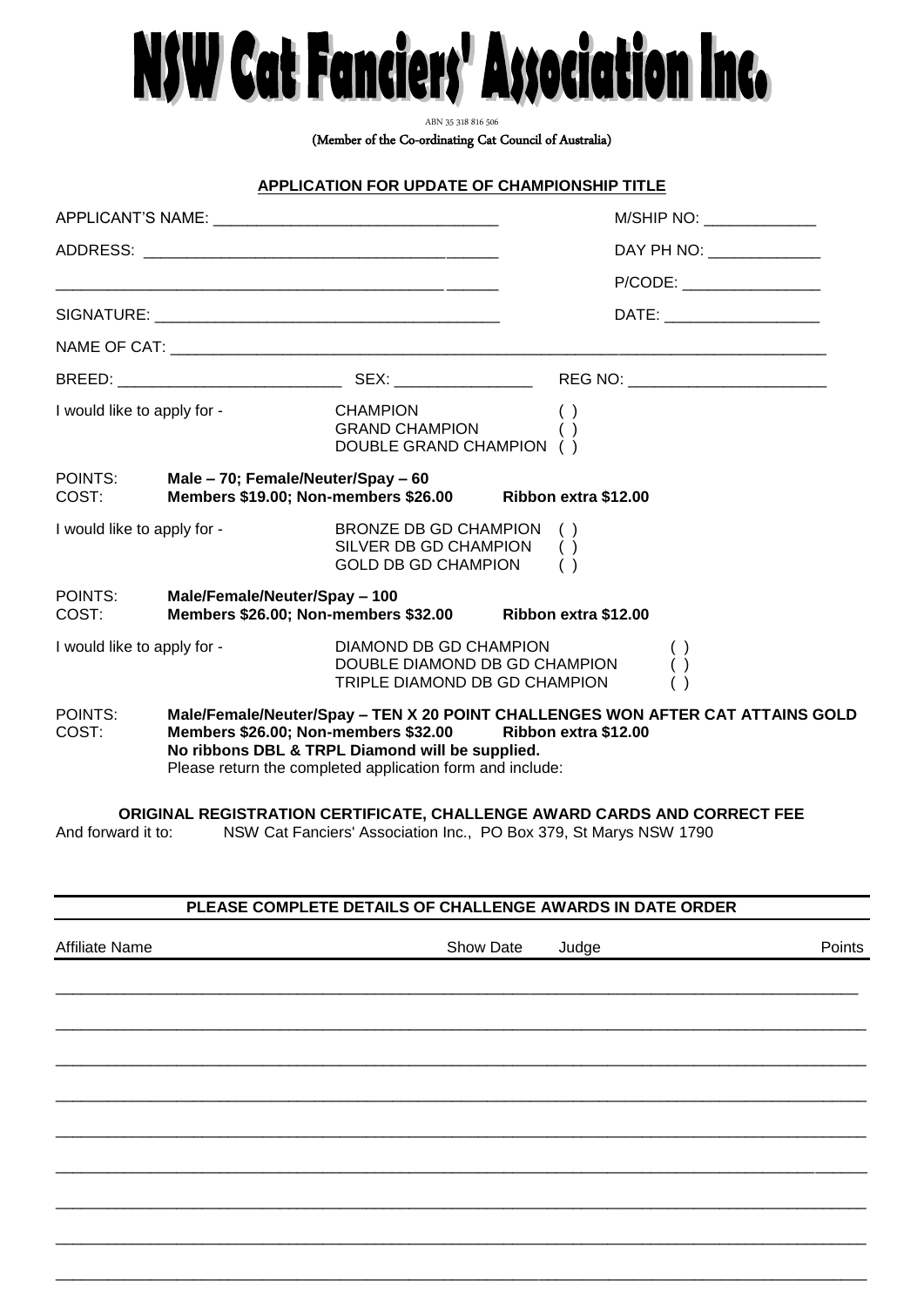# NSW Cat Fanciers' Association Inc.

ABN 35 318 816 506

(Member of the Co-ordinating Cat Council of Australia)

**APPLICATION FOR UPDATE OF CHAMPIONSHIP TITLE**

APPLICANT'S NAME: ______________________________ M/SHIP NO: ____________

ADDRESS: ______________________________________ DAY PH NO: ____________

____________________________________________ P/CODE: ______________

SIGNATURE: ____________________________________ DATE: ________________

NAME OF CAT: ____________________________________________________________

BREED: _______________________ SEX: ______________ REG NO: ____________________

I would like to apply for -
- CHAMPION ( )
- GRAND CHAMPION ( )
- DOUBLE GRAND CHAMPION ( )

POINTS: **Male – 70; Female/Neuter/Spay – 60**
COST: **Members $19.00; Non-members $26.00 Ribbon extra $12.00**

I would like to apply for -
- BRONZE DB GD CHAMPION ( )
- SILVER DB GD CHAMPION ( )
- GOLD DB GD CHAMPION ( )

POINTS: **Male/Female/Neuter/Spay – 100**
COST: **Members $26.00; Non-members $32.00 Ribbon extra $12.00**

I would like to apply for -
- DIAMOND DB GD CHAMPION ( )
- DOUBLE DIAMOND DB GD CHAMPION ( )
- TRIPLE DIAMOND DB GD CHAMPION ( )

POINTS: **Male/Female/Neuter/Spay – TEN X 20 POINT CHALLENGES WON AFTER CAT ATTAINS GOLD**
COST: **Members $26.00; Non-members $32.00 Ribbon extra $12.00**
**No ribbons DBL & TRPL Diamond will be supplied.**
Please return the completed application form and include:

**ORIGINAL REGISTRATION CERTIFICATE, CHALLENGE AWARD CARDS AND CORRECT FEE**

And forward it to: NSW Cat Fanciers' Association Inc., PO Box 379, St Marys NSW 1790

**PLEASE COMPLETE DETAILS OF CHALLENGE AWARDS IN DATE ORDER**

| Affiliate Name | Show Date | Judge | Points |
|---|---|---|---|
| | | | |
| | | | |
| | | | |
| | | | |
| | | | |
| | | | |
| | | | |
| | | | |
| | | | |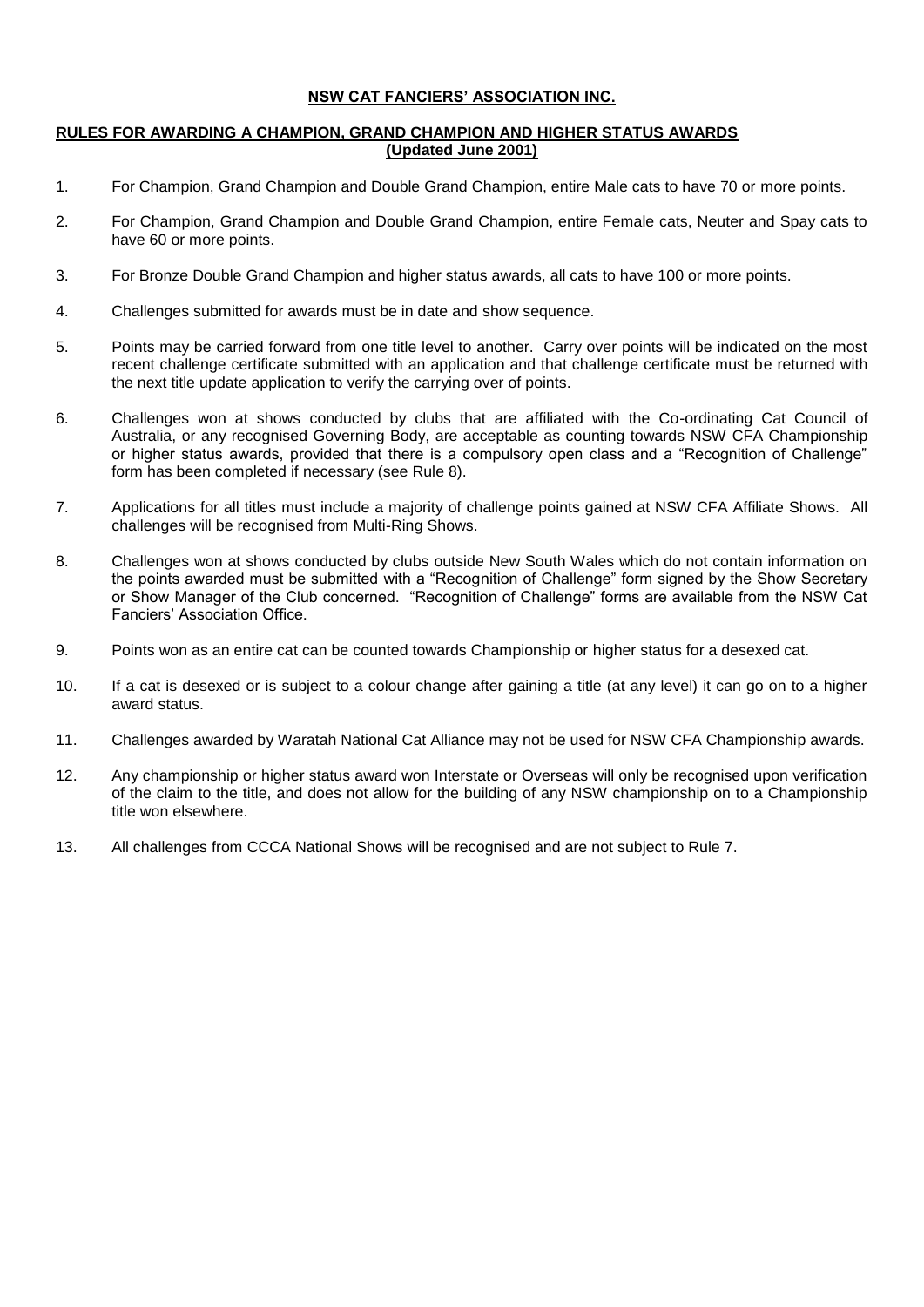**NSW CAT FANCIERS' ASSOCIATION INC.**

**RULES FOR AWARDING A CHAMPION, GRAND CHAMPION AND HIGHER STATUS AWARDS (Updated June 2001)**

1. For Champion, Grand Champion and Double Grand Champion, entire Male cats to have 70 or more points.

2. For Champion, Grand Champion and Double Grand Champion, entire Female cats, Neuter and Spay cats to have 60 or more points.

3. For Bronze Double Grand Champion and higher status awards, all cats to have 100 or more points.

4. Challenges submitted for awards must be in date and show sequence.

5. Points may be carried forward from one title level to another. Carry over points will be indicated on the most recent challenge certificate submitted with an application and that challenge certificate must be returned with the next title update application to verify the carrying over of points.

6. Challenges won at shows conducted by clubs that are affiliated with the Co-ordinating Cat Council of Australia, or any recognised Governing Body, are acceptable as counting towards NSW CFA Championship or higher status awards, provided that there is a compulsory open class and a "Recognition of Challenge" form has been completed if necessary (see Rule 8).

7. Applications for all titles must include a majority of challenge points gained at NSW CFA Affiliate Shows. All challenges will be recognised from Multi-Ring Shows.

8. Challenges won at shows conducted by clubs outside New South Wales which do not contain information on the points awarded must be submitted with a "Recognition of Challenge" form signed by the Show Secretary or Show Manager of the Club concerned. "Recognition of Challenge" forms are available from the NSW Cat Fanciers' Association Office.

9. Points won as an entire cat can be counted towards Championship or higher status for a desexed cat.

10. If a cat is desexed or is subject to a colour change after gaining a title (at any level) it can go on to a higher award status.

11. Challenges awarded by Waratah National Cat Alliance may not be used for NSW CFA Championship awards.

12. Any championship or higher status award won Interstate or Overseas will only be recognised upon verification of the claim to the title, and does not allow for the building of any NSW championship on to a Championship title won elsewhere.

13. All challenges from CCCA National Shows will be recognised and are not subject to Rule 7.